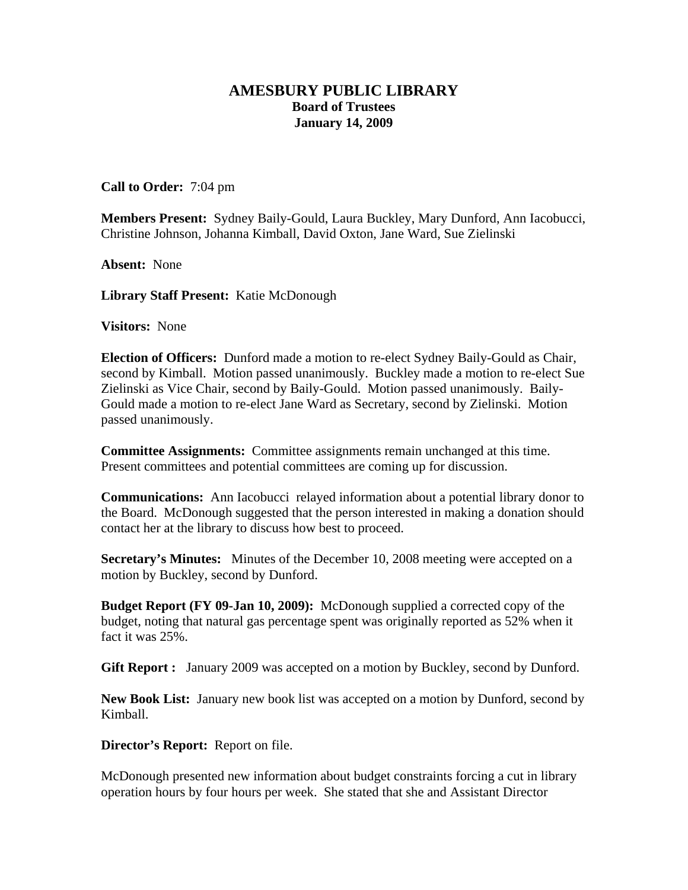# AMESBURY PUBLIC LIBRARY

## Board of Trustees

## January 14, 2009

**Call to Order:** 7:04 pm

**Members Present:** Sydney Baily-Gould, Laura Buckley, Mary Dunford, Ann Iacobucci, Christine Johnson, Johanna Kimball, David Oxton, Jane Ward, Sue Zielinski

**Absent:** None

**Library Staff Present:** Katie McDonough

**Visitors:** None

**Election of Officers:** Dunford made a motion to re-elect Sydney Baily-Gould as Chair, second by Kimball. Motion passed unanimously. Buckley made a motion to re-elect Sue Zielinski as Vice Chair, second by Baily-Gould. Motion passed unanimously. Baily-Gould made a motion to re-elect Jane Ward as Secretary, second by Zielinski. Motion passed unanimously.

**Committee Assignments:** Committee assignments remain unchanged at this time. Present committees and potential committees are coming up for discussion.

**Communications:** Ann Iacobucci relayed information about a potential library donor to the Board. McDonough suggested that the person interested in making a donation should contact her at the library to discuss how best to proceed.

**Secretary's Minutes:** Minutes of the December 10, 2008 meeting were accepted on a motion by Buckley, second by Dunford.

**Budget Report (FY 09-Jan 10, 2009):** McDonough supplied a corrected copy of the budget, noting that natural gas percentage spent was originally reported as 52% when it fact it was 25%.

**Gift Report :** January 2009 was accepted on a motion by Buckley, second by Dunford.

**New Book List:** January new book list was accepted on a motion by Dunford, second by Kimball.

**Director's Report:** Report on file.

McDonough presented new information about budget constraints forcing a cut in library operation hours by four hours per week. She stated that she and Assistant Director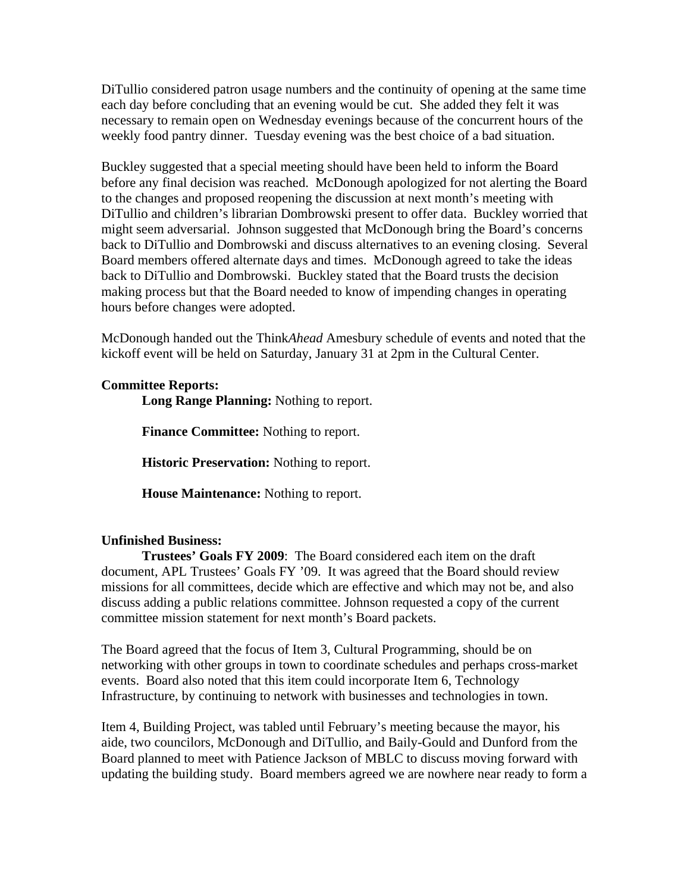DiTullio considered patron usage numbers and the continuity of opening at the same time each day before concluding that an evening would be cut. She added they felt it was necessary to remain open on Wednesday evenings because of the concurrent hours of the weekly food pantry dinner. Tuesday evening was the best choice of a bad situation.

Buckley suggested that a special meeting should have been held to inform the Board before any final decision was reached. McDonough apologized for not alerting the Board to the changes and proposed reopening the discussion at next month's meeting with DiTullio and children's librarian Dombrowski present to offer data. Buckley worried that might seem adversarial. Johnson suggested that McDonough bring the Board's concerns back to DiTullio and Dombrowski and discuss alternatives to an evening closing. Several Board members offered alternate days and times. McDonough agreed to take the ideas back to DiTullio and Dombrowski. Buckley stated that the Board trusts the decision making process but that the Board needed to know of impending changes in operating hours before changes were adopted.

McDonough handed out the Think*Ahead* Amesbury schedule of events and noted that the kickoff event will be held on Saturday, January 31 at 2pm in the Cultural Center.

**Committee Reports:**

**Long Range Planning:** Nothing to report.

**Finance Committee:** Nothing to report.

**Historic Preservation:** Nothing to report.

**House Maintenance:** Nothing to report.

**Unfinished Business:**

**Trustees' Goals FY 2009**: The Board considered each item on the draft document, APL Trustees' Goals FY '09. It was agreed that the Board should review missions for all committees, decide which are effective and which may not be, and also discuss adding a public relations committee. Johnson requested a copy of the current committee mission statement for next month's Board packets.

The Board agreed that the focus of Item 3, Cultural Programming, should be on networking with other groups in town to coordinate schedules and perhaps cross-market events. Board also noted that this item could incorporate Item 6, Technology Infrastructure, by continuing to network with businesses and technologies in town.

Item 4, Building Project, was tabled until February's meeting because the mayor, his aide, two councilors, McDonough and DiTullio, and Baily-Gould and Dunford from the Board planned to meet with Patience Jackson of MBLC to discuss moving forward with updating the building study. Board members agreed we are nowhere near ready to form a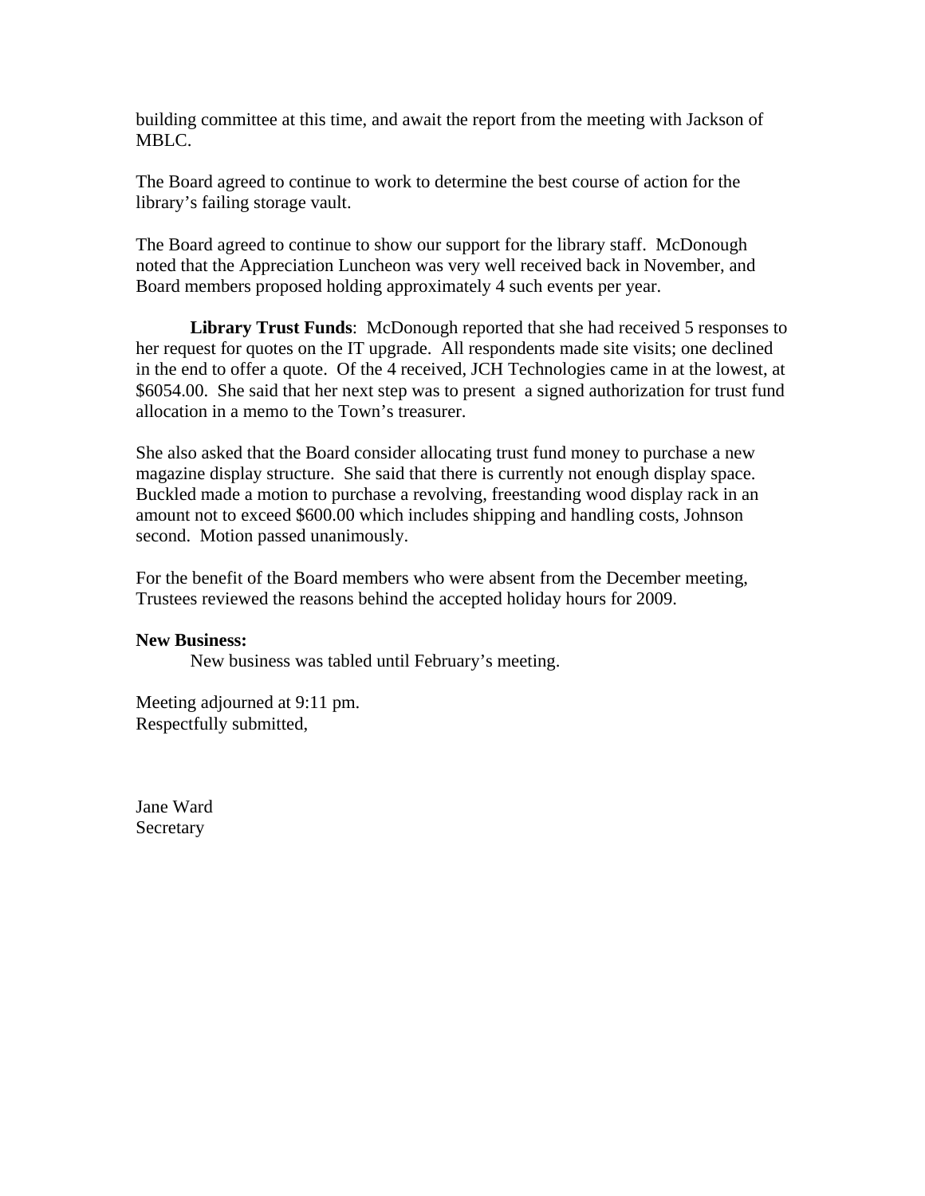building committee at this time, and await the report from the meeting with Jackson of MBLC.

The Board agreed to continue to work to determine the best course of action for the library's failing storage vault.

The Board agreed to continue to show our support for the library staff. McDonough noted that the Appreciation Luncheon was very well received back in November, and Board members proposed holding approximately 4 such events per year.

**Library Trust Funds**: McDonough reported that she had received 5 responses to her request for quotes on the IT upgrade. All respondents made site visits; one declined in the end to offer a quote. Of the 4 received, JCH Technologies came in at the lowest, at $6054.00. She said that her next step was to present a signed authorization for trust fund allocation in a memo to the Town's treasurer.

She also asked that the Board consider allocating trust fund money to purchase a new magazine display structure. She said that there is currently not enough display space. Buckled made a motion to purchase a revolving, freestanding wood display rack in an amount not to exceed $600.00 which includes shipping and handling costs, Johnson second. Motion passed unanimously.

For the benefit of the Board members who were absent from the December meeting, Trustees reviewed the reasons behind the accepted holiday hours for 2009.

**New Business:**

New business was tabled until February's meeting.

Meeting adjourned at 9:11 pm.
Respectfully submitted,

Jane Ward
Secretary